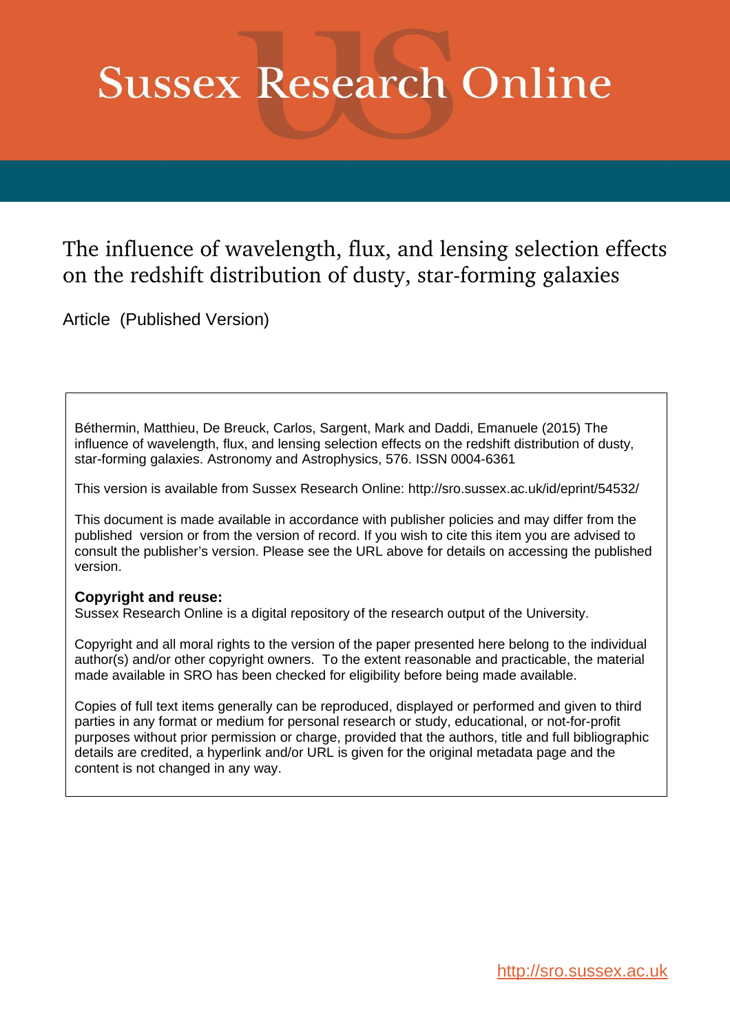# Sussex Research Online

## The influence of wavelength, flux, and lensing selection effects on the redshift distribution of dusty, star-forming galaxies

Article (Published Version)

Béthermin, Matthieu, De Breuck, Carlos, Sargent, Mark and Daddi, Emanuele (2015) The influence of wavelength, flux, and lensing selection effects on the redshift distribution of dusty, star-forming galaxies. Astronomy and Astrophysics, 576. ISSN 0004-6361

This version is available from Sussex Research Online: http://sro.sussex.ac.uk/id/eprint/54532/

This document is made available in accordance with publisher policies and may differ from the published version or from the version of record. If you wish to cite this item you are advised to consult the publisher's version. Please see the URL above for details on accessing the published version.

**Copyright and reuse:**
Sussex Research Online is a digital repository of the research output of the University.

Copyright and all moral rights to the version of the paper presented here belong to the individual author(s) and/or other copyright owners. To the extent reasonable and practicable, the material made available in SRO has been checked for eligibility before being made available.

Copies of full text items generally can be reproduced, displayed or performed and given to third parties in any format or medium for personal research or study, educational, or not-for-profit purposes without prior permission or charge, provided that the authors, title and full bibliographic details are credited, a hyperlink and/or URL is given for the original metadata page and the content is not changed in any way.

http://sro.sussex.ac.uk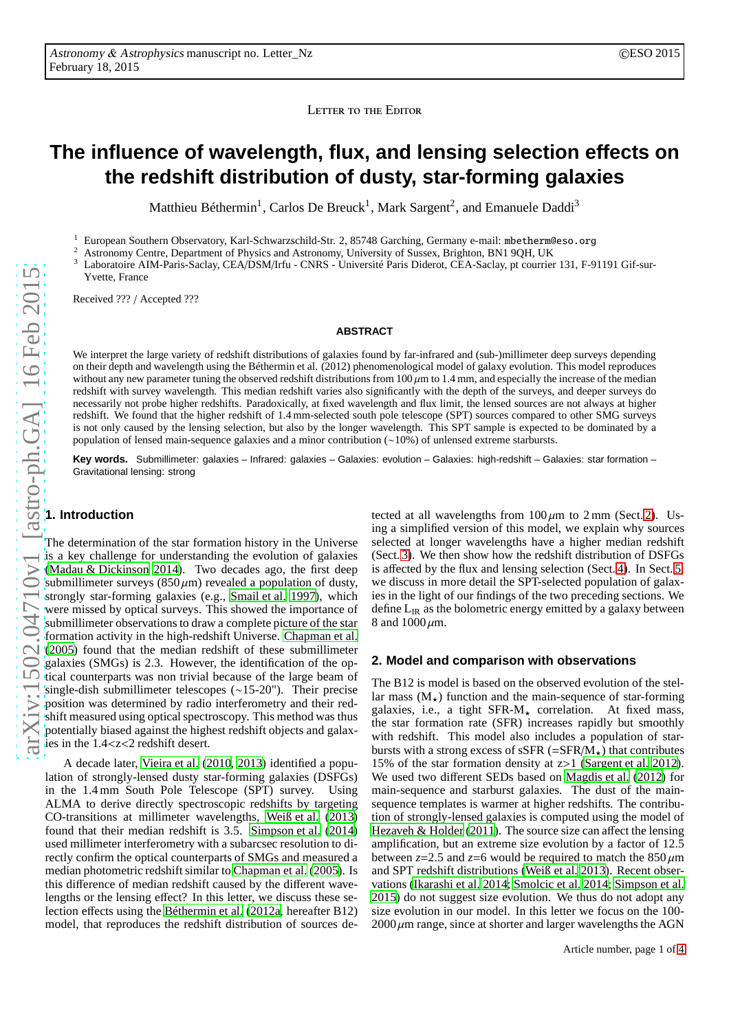Letter to the Editor

# The influence of wavelength, flux, and lensing selection effects on the redshift distribution of dusty, star-forming galaxies

Matthieu Béthermin[1], Carlos De Breuck[1], Mark Sargent[2], and Emanuele Daddi[3]

[1] European Southern Observatory, Karl-Schwarzschild-Str. 2, 85748 Garching, Germany e-mail: mbetherm@eso.org

[2] Astronomy Centre, Department of Physics and Astronomy, University of Sussex, Brighton, BN1 9QH, UK

[3] Laboratoire AIM-Paris-Saclay, CEA/DSM/Irfu - CNRS - Université Paris Diderot, CEA-Saclay, pt courrier 131, F-91191 Gif-sur-Yvette, France

Received ??? / Accepted ???

## ABSTRACT

We interpret the large variety of redshift distributions of galaxies found by far-infrared and (sub-)millimeter deep surveys depending on their depth and wavelength using the Béthermin et al. (2012) phenomenological model of galaxy evolution. This model reproduces without any new parameter tuning the observed redshift distributions from 100 $\mu$m to 1.4 mm, and especially the increase of the median redshift with survey wavelength. This median redshift varies also significantly with the depth of the surveys, and deeper surveys do necessarily not probe higher redshifts. Paradoxically, at fixed wavelength and flux limit, the lensed sources are not always at higher redshift. We found that the higher redshift of 1.4 mm-selected south pole telescope (SPT) sources compared to other SMG surveys is not only caused by the lensing selection, but also by the longer wavelength. This SPT sample is expected to be dominated by a population of lensed main-sequence galaxies and a minor contribution (~10%) of unlensed extreme starbursts.

**Key words.** Submillimeter: galaxies – Infrared: galaxies – Galaxies: evolution – Galaxies: high-redshift – Galaxies: star formation – Gravitational lensing: strong

## 1. Introduction

The determination of the star formation history in the Universe is a key challenge for understanding the evolution of galaxies (Madau & Dickinson 2014). Two decades ago, the first deep submillimeter surveys (850 $\mu$m) revealed a population of dusty, strongly star-forming galaxies (e.g., Smail et al. 1997), which were missed by optical surveys. This showed the importance of submillimeter observations to draw a complete picture of the star formation activity in the high-redshift Universe. Chapman et al. (2005) found that the median redshift of these submillimeter galaxies (SMGs) is 2.3. However, the identification of the optical counterparts was non trivial because of the large beam of single-dish submillimeter telescopes (~15-20"). Their precise position was determined by radio interferometry and their redshift measured using optical spectroscopy. This method was thus potentially biased against the highest redshift objects and galaxies in the 1.4<z<2 redshift desert.

A decade later, Vieira et al. (2010, 2013) identified a population of strongly-lensed dusty star-forming galaxies (DSFGs) in the 1.4 mm South Pole Telescope (SPT) survey. Using ALMA to derive directly spectroscopic redshifts by targeting CO-transitions at millimeter wavelengths, Weiß et al. (2013) found that their median redshift is 3.5. Simpson et al. (2014) used millimeter interferometry with a subarcsec resolution to directly confirm the optical counterparts of SMGs and measured a median photometric redshift similar to Chapman et al. (2005). Is this difference of median redshift caused by the different wavelengths or the lensing effect? In this letter, we discuss these selection effects using the Béthermin et al. (2012a, hereafter B12) model, that reproduces the redshift distribution of sources detected at all wavelengths from 100 $\mu$m to 2 mm (Sect. 2). Using a simplified version of this model, we explain why sources selected at longer wavelengths have a higher median redshift (Sect. 3). We then show how the redshift distribution of DSFGs is affected by the flux and lensing selection (Sect. 4). In Sect. 5, we discuss in more detail the SPT-selected population of galaxies in the light of our findings of the two preceding sections. We define $L_{IR}$ as the bolometric energy emitted by a galaxy between 8 and 1000 $\mu$m.

## 2. Model and comparison with observations

The B12 is model is based on the observed evolution of the stellar mass ($M_\star$) function and the main-sequence of star-forming galaxies, i.e., a tight SFR-$M_\star$ correlation. At fixed mass, the star formation rate (SFR) increases rapidly but smoothly with redshift. This model also includes a population of starbursts with a strong excess of sSFR (=SFR/$M_\star$) that contributes 15% of the star formation density at z>1 (Sargent et al. 2012). We used two different SEDs based on Magdis et al. (2012) for main-sequence and starburst galaxies. The dust of the main-sequence templates is warmer at higher redshifts. The contribution of strongly-lensed galaxies is computed using the model of Hezaveh & Holder (2011). The source size can affect the lensing amplification, but an extreme size evolution by a factor of 12.5 between z=2.5 and z=6 would be required to match the 850 $\mu$m and SPT redshift distributions (Weiß et al. 2013). Recent observations (Ikarashi et al. 2014; Smolcic et al. 2014; Simpson et al. 2015) do not suggest size evolution. We thus do not adopt any size evolution in our model. In this letter we focus on the 100-2000 $\mu$m range, since at shorter and larger wavelengths the AGN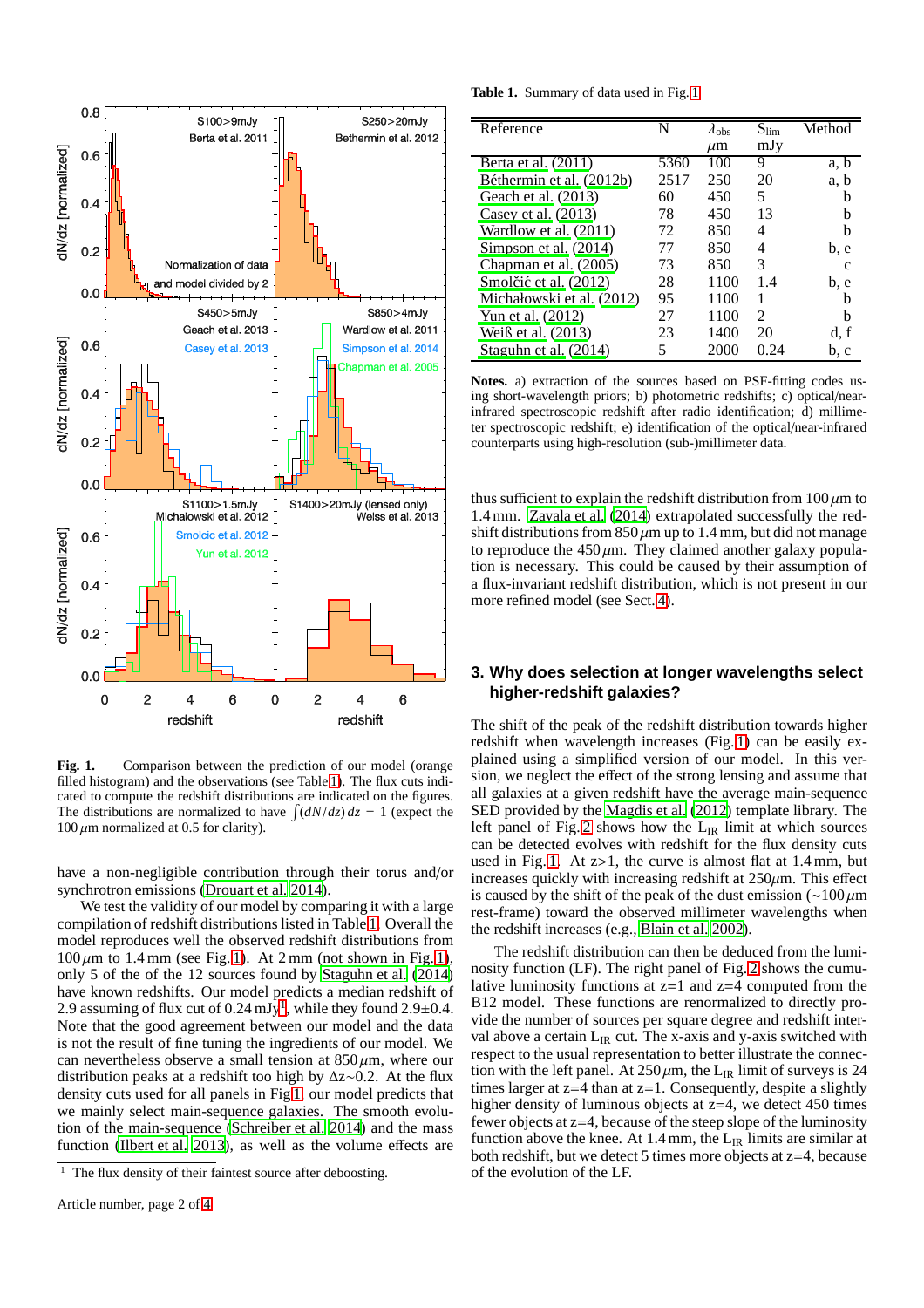**Fig. 1.** Comparison between the prediction of our model (orange filled histogram) and the observations (see Table 1). The flux cuts indicated to compute the redshift distributions are indicated on the figures. The distributions are normalized to have $\int (dN/dz)\, dz = 1$ (expect the 100 $\mu$m normalized at 0.5 for clarity).

have a non-negligible contribution through their torus and/or synchrotron emissions (Drouart et al. 2014).

We test the validity of our model by comparing it with a large compilation of redshift distributions listed in Table 1. Overall the model reproduces well the observed redshift distributions from 100 $\mu$m to 1.4 mm (see Fig. 1). At 2 mm (not shown in Fig. 1), only 5 of the of the 12 sources found by Staguhn et al. (2014) have known redshifts. Our model predicts a median redshift of 2.9 assuming of flux cut of 0.24 mJy[1], while they found 2.9±0.4. Note that the good agreement between our model and the data is not the result of fine tuning the ingredients of our model. We can nevertheless observe a small tension at 850 $\mu$m, where our distribution peaks at a redshift too high by $\Delta z \sim 0.2$. At the flux density cuts used for all panels in Fig 1, our model predicts that we mainly select main-sequence galaxies. The smooth evolution of the main-sequence (Schreiber et al. 2014) and the mass function (Ilbert et al. 2013), as well as the volume effects are thus sufficient to explain the redshift distribution from 100 $\mu$m to 1.4 mm. Zavala et al. (2014) extrapolated successfully the redshift distributions from 850 $\mu$m up to 1.4 mm, but did not manage to reproduce the 450 $\mu$m. They claimed another galaxy population is necessary. This could be caused by their assumption of a flux-invariant redshift distribution, which is not present in our more refined model (see Sect. 4).

[1] The flux density of their faintest source after deboosting.

**Table 1.** Summary of data used in Fig. 1

| Reference | N | $\lambda_{obs}$ $\mu$m | $S_{lim}$ mJy | Method |
|---|---|---|---|---|
| Berta et al. (2011) | 5360 | 100 | 9 | a, b |
| Béthermin et al. (2012b) | 2517 | 250 | 20 | a, b |
| Geach et al. (2013) | 60 | 450 | 5 | b |
| Casey et al. (2013) | 78 | 450 | 13 | b |
| Wardlow et al. (2011) | 72 | 850 | 4 | b |
| Simpson et al. (2014) | 77 | 850 | 4 | b, e |
| Chapman et al. (2005) | 73 | 850 | 3 | c |
| Smolčić et al. (2012) | 28 | 1100 | 1.4 | b, e |
| Michałowski et al. (2012) | 95 | 1100 | 1 | b |
| Yun et al. (2012) | 27 | 1100 | 2 | b |
| Weiß et al. (2013) | 23 | 1400 | 20 | d, f |
| Staguhn et al. (2014) | 5 | 2000 | 0.24 | b, c |

**Notes.** a) extraction of the sources based on PSF-fitting codes using short-wavelength priors; b) photometric redshifts; c) optical/near-infrared spectroscopic redshift after radio identification; d) millimeter spectroscopic redshift; e) identification of the optical/near-infrared counterparts using high-resolution (sub-)millimeter data.

## 3. Why does selection at longer wavelengths select higher-redshift galaxies?

The shift of the peak of the redshift distribution towards higher redshift when wavelength increases (Fig. 1) can be easily explained using a simplified version of our model. In this version, we neglect the effect of the strong lensing and assume that all galaxies at a given redshift have the average main-sequence SED provided by the Magdis et al. (2012) template library. The left panel of Fig. 2 shows how the $L_{IR}$ limit at which sources can be detected evolves with redshift for the flux density cuts used in Fig. 1. At z>1, the curve is almost flat at 1.4 mm, but increases quickly with increasing redshift at 250 $\mu$m. This effect is caused by the shift of the peak of the dust emission (~100 $\mu$m rest-frame) toward the observed millimeter wavelengths when the redshift increases (e.g., Blain et al. 2002).

The redshift distribution can then be deduced from the luminosity function (LF). The right panel of Fig. 2 shows the cumulative luminosity functions at z=1 and z=4 computed from the B12 model. These functions are renormalized to directly provide the number of sources per square degree and redshift interval above a certain $L_{IR}$ cut. The x-axis and y-axis switched with respect to the usual representation to better illustrate the connection with the left panel. At 250 $\mu$m, the $L_{IR}$ limit of surveys is 24 times larger at z=4 than at z=1. Consequently, despite a slightly higher density of luminous objects at z=4, we detect 450 times fewer objects at z=4, because of the steep slope of the luminosity function above the knee. At 1.4 mm, the $L_{IR}$ limits are similar at both redshift, but we detect 5 times more objects at z=4, because of the evolution of the LF.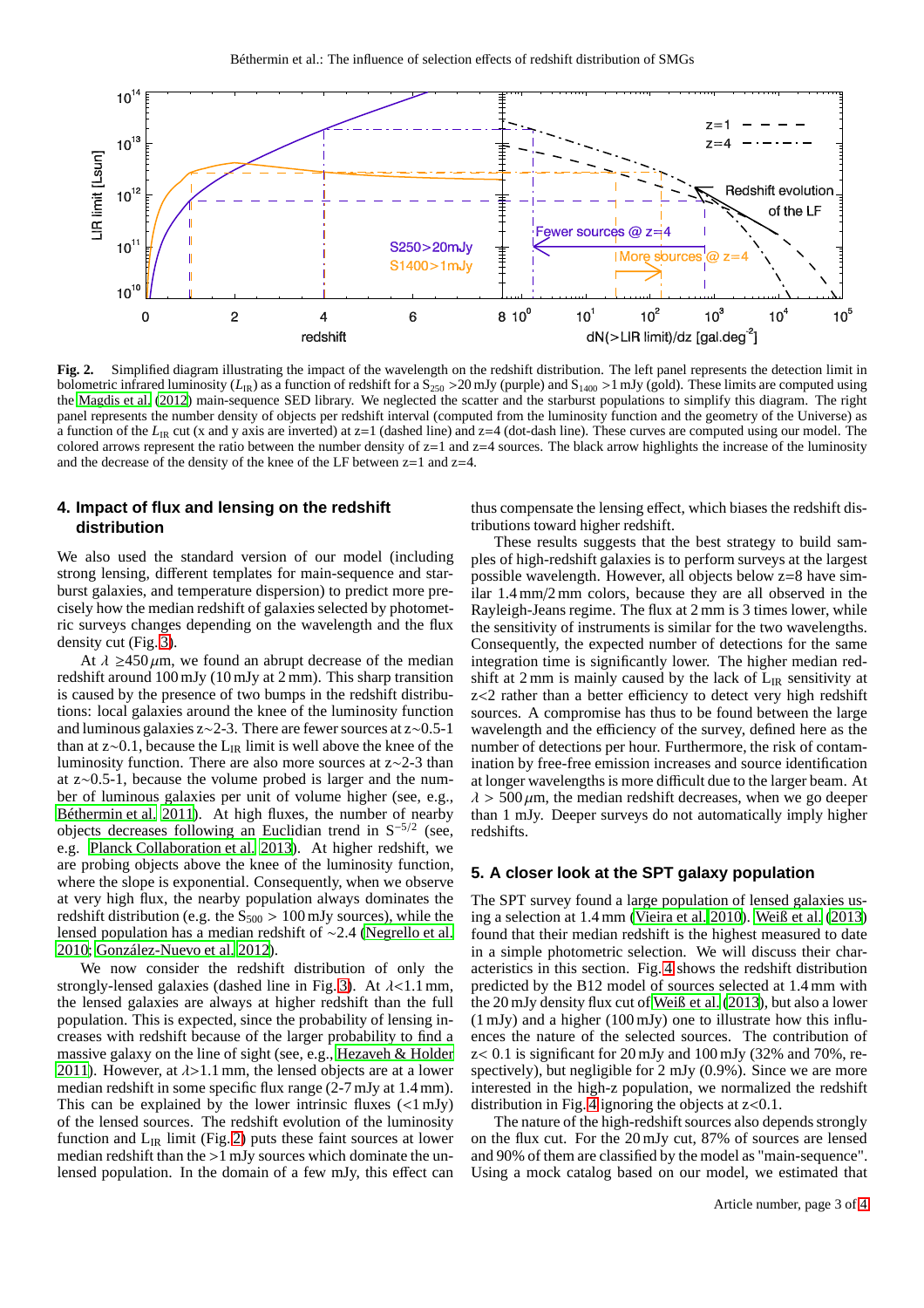**Fig. 2.** Simplified diagram illustrating the impact of the wavelength on the redshift distribution. The left panel represents the detection limit in bolometric infrared luminosity ($L_{IR}$) as a function of redshift for a $S_{250} > 20$ mJy (purple) and $S_{1400} > 1$ mJy (gold). These limits are computed using the Magdis et al. (2012) main-sequence SED library. We neglected the scatter and the starburst populations to simplify this diagram. The right panel represents the number density of objects per redshift interval (computed from the luminosity function and the geometry of the Universe) as a function of the $L_{IR}$ cut (x and y axis are inverted) at z=1 (dashed line) and z=4 (dot-dash line). These curves are computed using our model. The colored arrows represent the ratio between the number density of z=1 and z=4 sources. The black arrow highlights the increase of the luminosity and the decrease of the density of the knee of the LF between z=1 and z=4.

## 4. Impact of flux and lensing on the redshift distribution

We also used the standard version of our model (including strong lensing, different templates for main-sequence and starburst galaxies, and temperature dispersion) to predict more precisely how the median redshift of galaxies selected by photometric surveys changes depending on the wavelength and the flux density cut (Fig. 3).

At $\lambda \geq 450\,\mu$m, we found an abrupt decrease of the median redshift around 100 mJy (10 mJy at 2 mm). This sharp transition is caused by the presence of two bumps in the redshift distributions: local galaxies around the knee of the luminosity function and luminous galaxies z∼2-3. There are fewer sources at z∼0.5-1 than at z∼0.1, because the $L_{IR}$ limit is well above the knee of the luminosity function. There are also more sources at z∼2-3 than at z∼0.5-1, because the volume probed is larger and the number of luminous galaxies per unit of volume higher (see, e.g., Béthermin et al. 2011). At high fluxes, the number of nearby objects decreases following an Euclidian trend in $S^{-5/2}$ (see, e.g. Planck Collaboration et al. 2013). At higher redshift, we are probing objects above the knee of the luminosity function, where the slope is exponential. Consequently, when we observe at very high flux, the nearby population always dominates the redshift distribution (e.g. the $S_{500} > 100$ mJy sources), while the lensed population has a median redshift of ∼2.4 (Negrello et al. 2010; González-Nuevo et al. 2012).

We now consider the redshift distribution of only the strongly-lensed galaxies (dashed line in Fig. 3). At $\lambda$<1.1 mm, the lensed galaxies are always at higher redshift than the full population. This is expected, since the probability of lensing increases with redshift because of the larger probability to find a massive galaxy on the line of sight (see, e.g., Hezaveh & Holder 2011). However, at $\lambda$>1.1 mm, the lensed objects are at a lower median redshift in some specific flux range (2-7 mJy at 1.4 mm). This can be explained by the lower intrinsic fluxes (<1 mJy) of the lensed sources. The redshift evolution of the luminosity function and $L_{IR}$ limit (Fig. 2) puts these faint sources at lower median redshift than the >1 mJy sources which dominate the unlensed population. In the domain of a few mJy, this effect can thus compensate the lensing effect, which biases the redshift distributions toward higher redshift.

These results suggests that the best strategy to build samples of high-redshift galaxies is to perform surveys at the largest possible wavelength. However, all objects below z=8 have similar 1.4 mm/2 mm colors, because they are all observed in the Rayleigh-Jeans regime. The flux at 2 mm is 3 times lower, while the sensitivity of instruments is similar for the two wavelengths. Consequently, the expected number of detections for the same integration time is significantly lower. The higher median redshift at 2 mm is mainly caused by the lack of $L_{IR}$ sensitivity at z<2 rather than a better efficiency to detect very high redshift sources. A compromise has thus to be found between the large wavelength and the efficiency of the survey, defined here as the number of detections per hour. Furthermore, the risk of contamination by free-free emission increases and source identification at longer wavelengths is more difficult due to the larger beam. At $\lambda > 500\,\mu$m, the median redshift decreases, when we go deeper than 1 mJy. Deeper surveys do not automatically imply higher redshifts.

## 5. A closer look at the SPT galaxy population

The SPT survey found a large population of lensed galaxies using a selection at 1.4 mm (Vieira et al. 2010). Weiß et al. (2013) found that their median redshift is the highest measured to date in a simple photometric selection. We will discuss their characteristics in this section. Fig. 4 shows the redshift distribution predicted by the B12 model of sources selected at 1.4 mm with the 20 mJy density flux cut of Weiß et al. (2013), but also a lower (1 mJy) and a higher (100 mJy) one to illustrate how this influences the nature of the selected sources. The contribution of z< 0.1 is significant for 20 mJy and 100 mJy (32% and 70%, respectively), but negligible for 2 mJy (0.9%). Since we are more interested in the high-z population, we normalized the redshift distribution in Fig. 4 ignoring the objects at z<0.1.

The nature of the high-redshift sources also depends strongly on the flux cut. For the 20 mJy cut, 87% of sources are lensed and 90% of them are classified by the model as "main-sequence". Using a mock catalog based on our model, we estimated that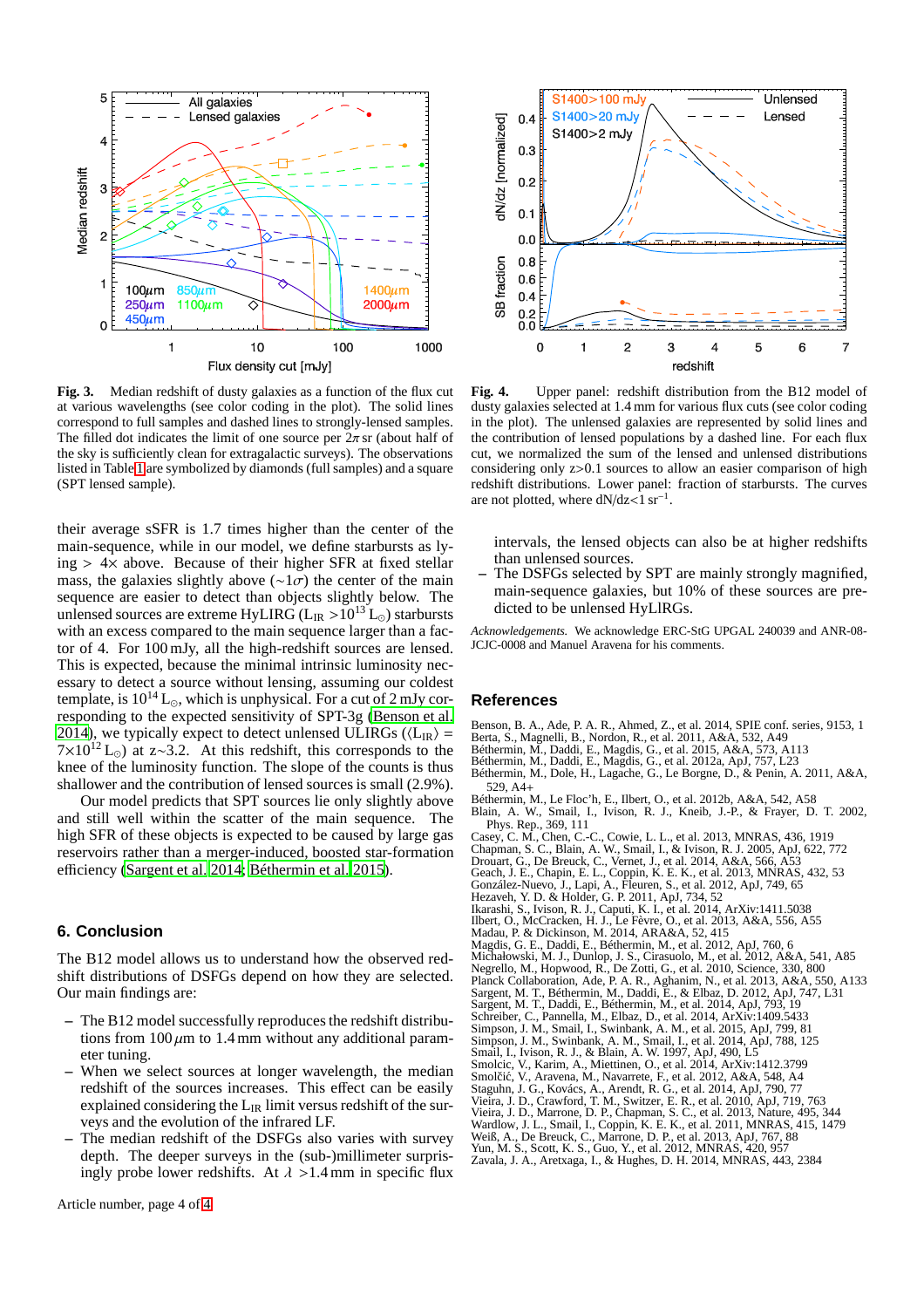Median redshift

5
4
3
2
1
0

All galaxies
Lensed galaxies

100$\mu$m 850$\mu$m
250$\mu$m 1100$\mu$m
450$\mu$m

1400$\mu$m
2000$\mu$m

1 10 100 1000

Flux density cut [mJy]

**Fig. 3.** Median redshift of dusty galaxies as a function of the flux cut at various wavelengths (see color coding in the plot). The solid lines correspond to full samples and dashed lines to strongly-lensed samples. The filled dot indicates the limit of one source per $2\pi$ sr (about half of the sky is sufficiently clean for extragalactic surveys). The observations listed in Table 1 are symbolized by diamonds (full samples) and a square (SPT lensed sample).

dN/dz [normalized]

0.4
0.3
0.2
0.1
0.0

S1400>100 mJy
S1400>20 mJy
S1400>2 mJy

Unlensed
Lensed

SB fraction

0.8
0.6
0.4
0.2
0.0

0 1 2 3 4 5 6 7

redshift

**Fig. 4.** Upper panel: redshift distribution from the B12 model of dusty galaxies selected at 1.4 mm for various flux cuts (see color coding in the plot). The unlensed galaxies are represented by solid lines and the contribution of lensed populations by a dashed line. For each flux cut, we normalized the sum of the lensed and unlensed distributions considering only z>0.1 sources to allow an easier comparison of high redshift distributions. Lower panel: fraction of starbursts. The curves are not plotted, where dN/dz<1 $sr^{-1}$.

their average sSFR is 1.7 times higher than the center of the main-sequence, while in our model, we define starbursts as lying > 4× above. Because of their higher SFR at fixed stellar mass, the galaxies slightly above ($\sim 1\sigma$) the center of the main sequence are easier to detect than objects slightly below. The unlensed sources are extreme HyLIRG ($L_{IR} > 10^{13}\,L_\odot$) starbursts with an excess compared to the main sequence larger than a factor of 4. For 100 mJy, all the high-redshift sources are lensed. This is expected, because the minimal intrinsic luminosity necessary to detect a source without lensing, assuming our coldest template, is $10^{14}\,L_\odot$, which is unphysical. For a cut of 2 mJy corresponding to the expected sensitivity of SPT-3g (Benson et al. 2014), we typically expect to detect unlensed ULIRGs ($\langle L_{IR}\rangle = 7\times10^{12}\,L_\odot$) at z∼3.2. At this redshift, this corresponds to the knee of the luminosity function. The slope of the counts is thus shallower and the contribution of lensed sources is small (2.9%).

Our model predicts that SPT sources lie only slightly above and still well within the scatter of the main sequence. The high SFR of these objects is expected to be caused by large gas reservoirs rather than a merger-induced, boosted star-formation efficiency (Sargent et al. 2014; Béthermin et al. 2015).

## 6. Conclusion

The B12 model allows us to understand how the observed redshift distributions of DSFGs depend on how they are selected. Our main findings are:

- The B12 model successfully reproduces the redshift distributions from 100 $\mu$m to 1.4 mm without any additional parameter tuning.
- When we select sources at longer wavelength, the median redshift of the sources increases. This effect can be easily explained considering the $L_{IR}$ limit versus redshift of the surveys and the evolution of the infrared LF.
- The median redshift of the DSFGs also varies with survey depth. The deeper surveys in the (sub-)millimeter surprisingly probe lower redshifts. At $\lambda$ >1.4 mm in specific flux intervals, the lensed objects can also be at higher redshifts than unlensed sources.
- The DSFGs selected by SPT are mainly strongly magnified, main-sequence galaxies, but 10% of these sources are predicted to be unlensed HyLIRGs.

*Acknowledgements.* We acknowledge ERC-StG UPGAL 240039 and ANR-08-JCJC-0008 and Manuel Aravena for his comments.

## References

Benson, B. A., Ade, P. A. R., Ahmed, Z., et al. 2014, SPIE conf. series, 9153, 1
Berta, S., Magnelli, B., Nordon, R., et al. 2011, A&A, 532, A49
Béthermin, M., Daddi, E., Magdis, G., et al. 2015, A&A, 573, A113
Béthermin, M., Daddi, E., Magdis, G., et al. 2012a, ApJ, 757, L23
Béthermin, M., Dole, H., Lagache, G., Le Borgne, D., & Penin, A. 2011, A&A, 529, A4+
Béthermin, M., Le Floc'h, E., Ilbert, O., et al. 2012b, A&A, 542, A58
Blain, A. W., Smail, I., Ivison, R. J., Kneib, J.-P., & Frayer, D. T. 2002, Phys. Rep., 369, 111
Casey, C. M., Chen, C.-C., Cowie, L. L., et al. 2013, MNRAS, 436, 1919
Chapman, S. C., Blain, A. W., Smail, I., & Ivison, R. J. 2005, ApJ, 622, 772
Drouart, G., De Breuck, C., Vernet, J., et al. 2014, A&A, 566, A53
Geach, J. E., Chapin, E. L., Coppin, K. E. K., et al. 2013, MNRAS, 432, 53
González-Nuevo, J., Lapi, A., Fleuren, S., et al. 2012, ApJ, 749, 65
Hezaveh, Y. D. & Holder, G. P. 2011, ApJ, 734, 52
Ikarashi, S., Ivison, R. J., Caputi, K. I., et al. 2014, ArXiv:1411.5038
Ilbert, O., McCracken, H. J., Le Fèvre, O., et al. 2013, A&A, 556, A55
Madau, P. & Dickinson, M. 2014, ARA&A, 52, 415
Magdis, G. E., Daddi, E., Béthermin, M., et al. 2012, ApJ, 760, 6
Michałowski, M. J., Dunlop, J. S., Cirasuolo, M., et al. 2012, A&A, 541, A85
Negrello, M., Hopwood, R., De Zotti, G., et al. 2010, Science, 330, 800
Planck Collaboration, Ade, P. A. R., Aghanim, N., et al. 2013, A&A, 550, A133
Sargent, M. T., Béthermin, M., Daddi, E., & Elbaz, D. 2012, ApJ, 747, L31
Sargent, M. T., Daddi, E., Béthermin, M., et al. 2014, ApJ, 793, 19
Schreiber, C., Pannella, M., Elbaz, D., et al. 2014, ArXiv:1409.5433
Simpson, J. M., Smail, I., Swinbank, A. M., et al. 2015, ApJ, 799, 81
Simpson, J. M., Swinbank, A. M., Smail, I., et al. 2014, ApJ, 788, 125
Smail, I., Ivison, R. J., & Blain, A. W. 1997, ApJ, 490, L5
Smolcic, V., Karim, A., Miettinen, O., et al. 2014, ArXiv:1412.3799
Smolčić, V., Aravena, M., Navarrete, F., et al. 2012, A&A, 548, A4
Staguhn, J. G., Kovács, A., Arendt, R. G., et al. 2014, ApJ, 790, 77
Vieira, J. D., Crawford, T. M., Switzer, E. R., et al. 2010, ApJ, 719, 763
Vieira, J. D., Marrone, D. P., Chapman, S. C., et al. 2013, Nature, 495, 344
Wardlow, J. L., Smail, I., Coppin, K. E. K., et al. 2011, MNRAS, 415, 1479
Weiß, A., De Breuck, C., Marrone, D. P., et al. 2013, ApJ, 767, 88
Yun, M. S., Scott, K. S., Guo, Y., et al. 2012, MNRAS, 420, 957
Zavala, J. A., Aretxaga, I., & Hughes, D. H. 2014, MNRAS, 443, 2384